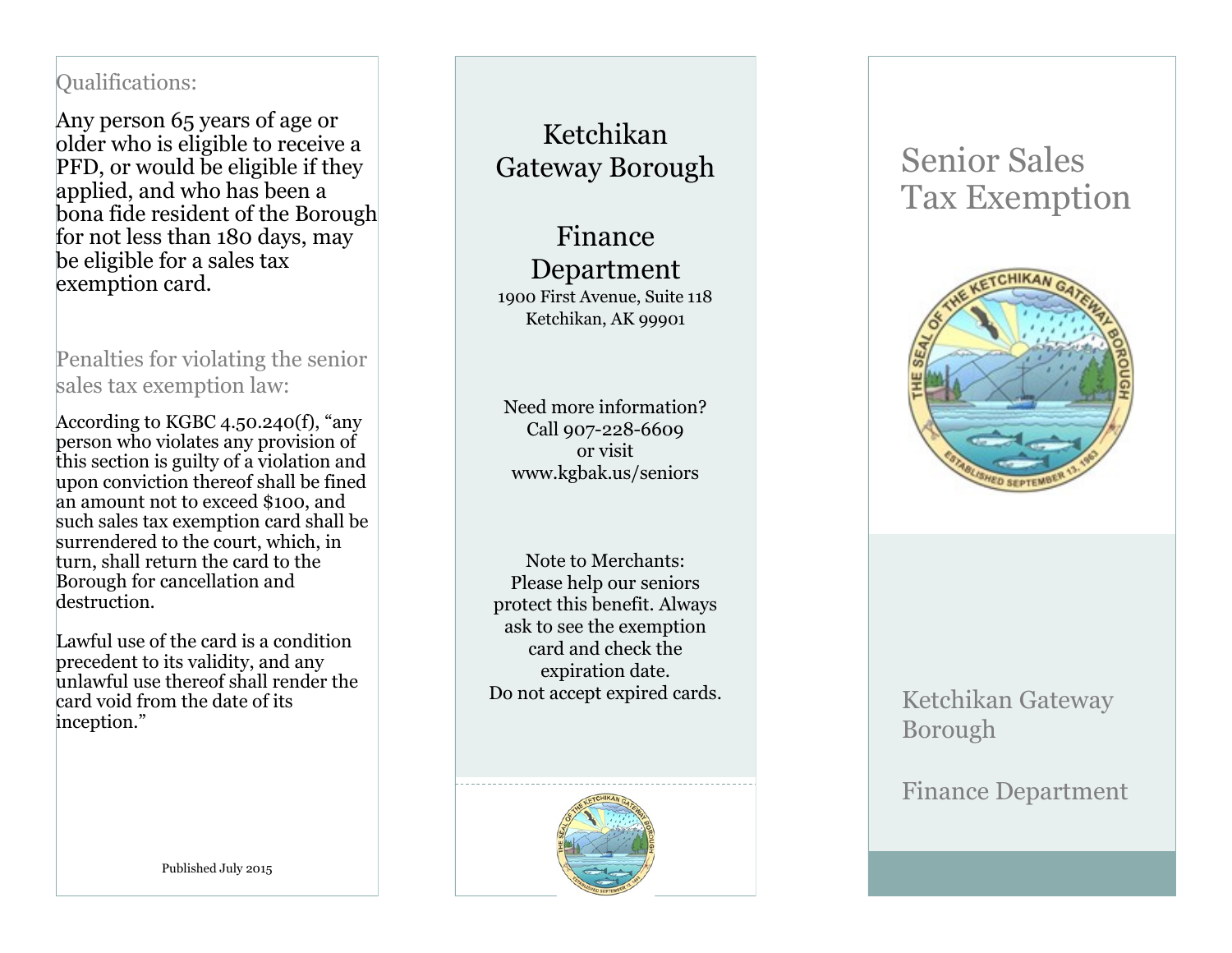## Qualifications:

Any person 65 years of age or older who is eligible to receive a PFD, or would be eligible if they applied, and who has been a bona fide resident of the Borough for not less than 180 days, may be eligible for a sales tax exemption card.

## Penalties for violating the senior sales tax exemption law:

According to KGBC 4.50.240(f), "any person who violates any provision of this section is guilty of a violation and upon conviction thereof shall be fined an amount not to exceed $100, and such sales tax exemption card shall be surrendered to the court, which, in turn, shall return the card to the Borough for cancellation and destruction.

Lawful use of the card is a condition precedent to its validity, and any unlawful use thereof shall render the card void from the date of its inception."

Published July 2015

## Ketchikan Gateway Borough

## Finance Department

1900 First Avenue, Suite 118
Ketchikan, AK 99901

Need more information?
Call 907-228-6609
or visit
www.kgbak.us/seniors

Note to Merchants:
Please help our seniors protect this benefit. Always ask to see the exemption card and check the expiration date.
Do not accept expired cards.

# Senior Sales Tax Exemption

Ketchikan Gateway Borough

Finance Department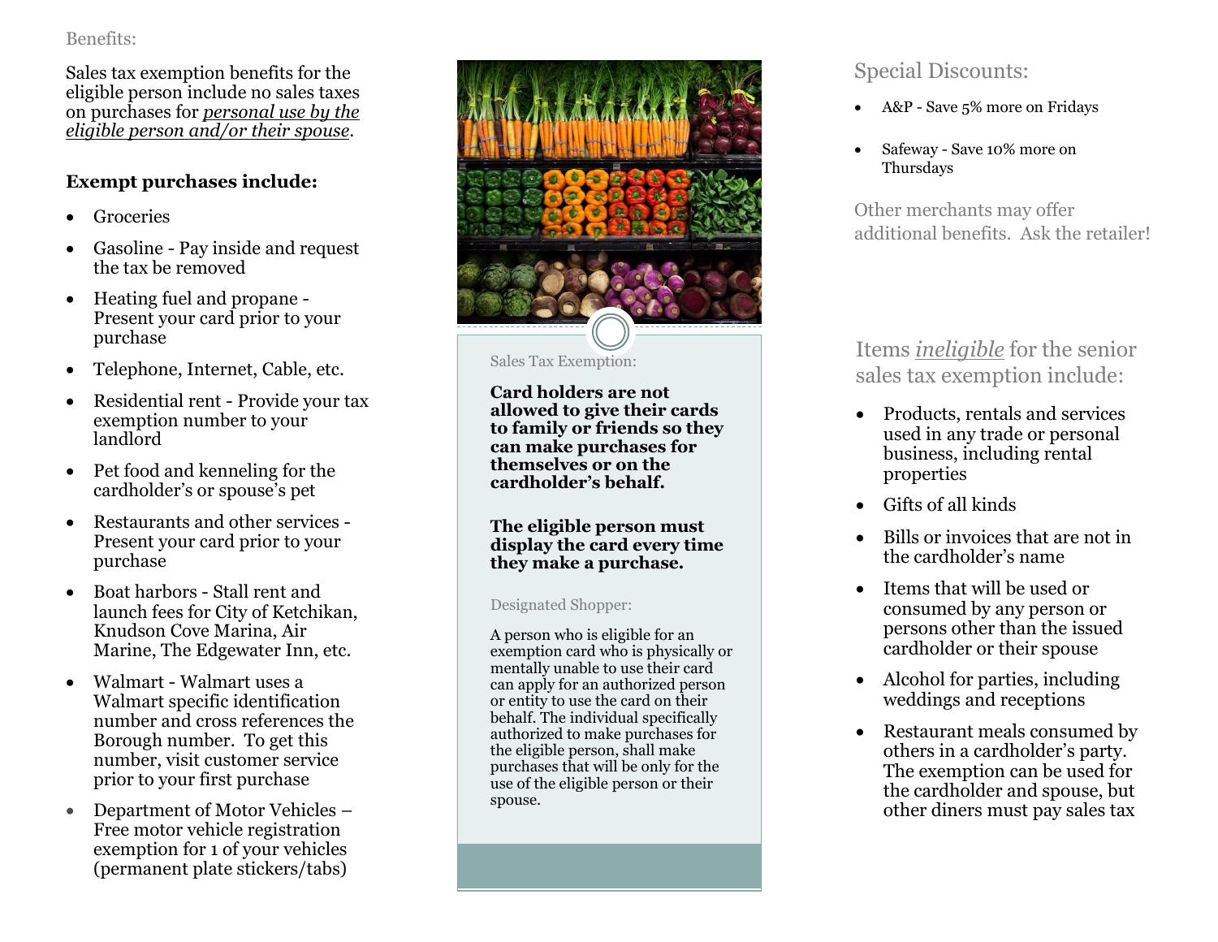Benefits:

Sales tax exemption benefits for the eligible person include no sales taxes on purchases for *personal use by the eligible person and/or their spouse*.

**Exempt purchases include:**

- Groceries
- Gasoline - Pay inside and request the tax be removed
- Heating fuel and propane - Present your card prior to your purchase
- Telephone, Internet, Cable, etc.
- Residential rent - Provide your tax exemption number to your landlord
- Pet food and kenneling for the cardholder's or spouse's pet
- Restaurants and other services - Present your card prior to your purchase
- Boat harbors - Stall rent and launch fees for City of Ketchikan, Knudson Cove Marina, Air Marine, The Edgewater Inn, etc.
- Walmart - Walmart uses a Walmart specific identification number and cross references the Borough number. To get this number, visit customer service prior to your first purchase
- Department of Motor Vehicles – Free motor vehicle registration exemption for 1 of your vehicles (permanent plate stickers/tabs)

Sales Tax Exemption:

**Card holders are not allowed to give their cards to family or friends so they can make purchases for themselves or on the cardholder's behalf.**

**The eligible person must display the card every time they make a purchase.**

Designated Shopper:

A person who is eligible for an exemption card who is physically or mentally unable to use their card can apply for an authorized person or entity to use the card on their behalf. The individual specifically authorized to make purchases for the eligible person, shall make purchases that will be only for the use of the eligible person or their spouse.

## Special Discounts:

- A&P - Save 5% more on Fridays
- Safeway - Save 10% more on Thursdays

Other merchants may offer additional benefits. Ask the retailer!

## Items *ineligible* for the senior sales tax exemption include:

- Products, rentals and services used in any trade or personal business, including rental properties
- Gifts of all kinds
- Bills or invoices that are not in the cardholder's name
- Items that will be used or consumed by any person or persons other than the issued cardholder or their spouse
- Alcohol for parties, including weddings and receptions
- Restaurant meals consumed by others in a cardholder's party. The exemption can be used for the cardholder and spouse, but other diners must pay sales tax